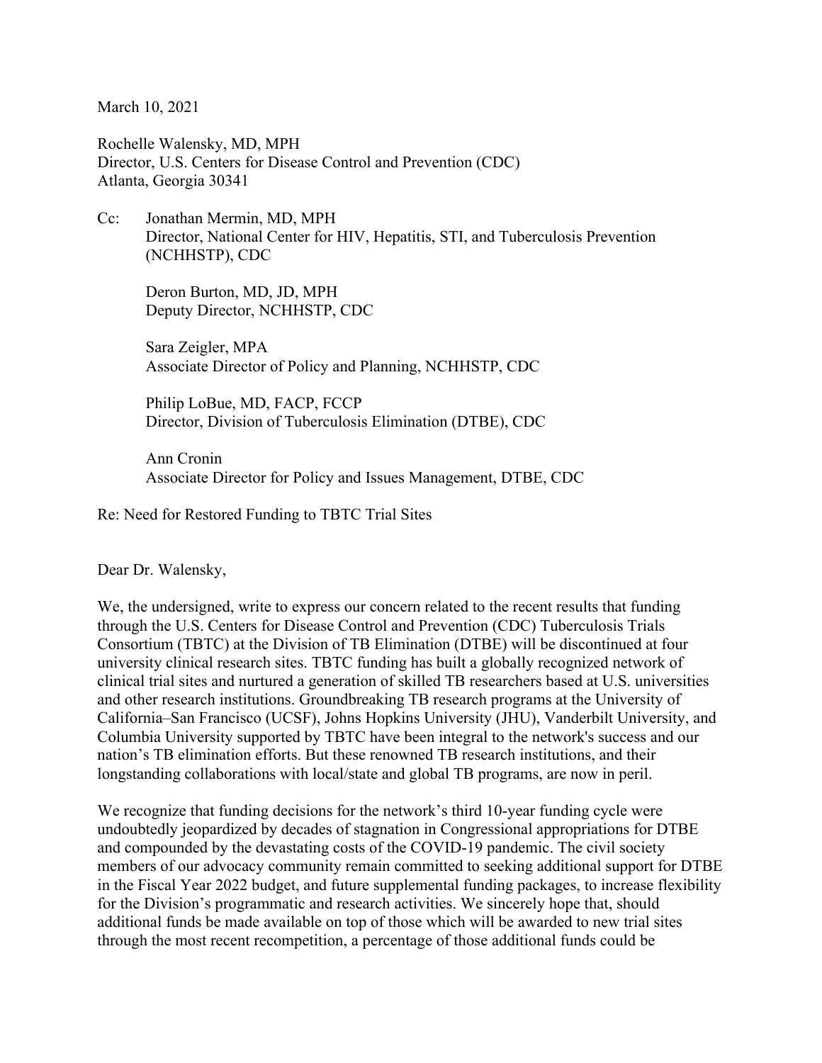March 10, 2021

Rochelle Walensky, MD, MPH
Director, U.S. Centers for Disease Control and Prevention (CDC)
Atlanta, Georgia 30341

Cc: Jonathan Mermin, MD, MPH
Director, National Center for HIV, Hepatitis, STI, and Tuberculosis Prevention (NCHHSTP), CDC

Deron Burton, MD, JD, MPH
Deputy Director, NCHHSTP, CDC

Sara Zeigler, MPA
Associate Director of Policy and Planning, NCHHSTP, CDC

Philip LoBue, MD, FACP, FCCP
Director, Division of Tuberculosis Elimination (DTBE), CDC

Ann Cronin
Associate Director for Policy and Issues Management, DTBE, CDC

Re: Need for Restored Funding to TBTC Trial Sites

Dear Dr. Walensky,

We, the undersigned, write to express our concern related to the recent results that funding through the U.S. Centers for Disease Control and Prevention (CDC) Tuberculosis Trials Consortium (TBTC) at the Division of TB Elimination (DTBE) will be discontinued at four university clinical research sites. TBTC funding has built a globally recognized network of clinical trial sites and nurtured a generation of skilled TB researchers based at U.S. universities and other research institutions. Groundbreaking TB research programs at the University of California–San Francisco (UCSF), Johns Hopkins University (JHU), Vanderbilt University, and Columbia University supported by TBTC have been integral to the network's success and our nation's TB elimination efforts. But these renowned TB research institutions, and their longstanding collaborations with local/state and global TB programs, are now in peril.

We recognize that funding decisions for the network's third 10-year funding cycle were undoubtedly jeopardized by decades of stagnation in Congressional appropriations for DTBE and compounded by the devastating costs of the COVID-19 pandemic. The civil society members of our advocacy community remain committed to seeking additional support for DTBE in the Fiscal Year 2022 budget, and future supplemental funding packages, to increase flexibility for the Division's programmatic and research activities. We sincerely hope that, should additional funds be made available on top of those which will be awarded to new trial sites through the most recent recompetition, a percentage of those additional funds could be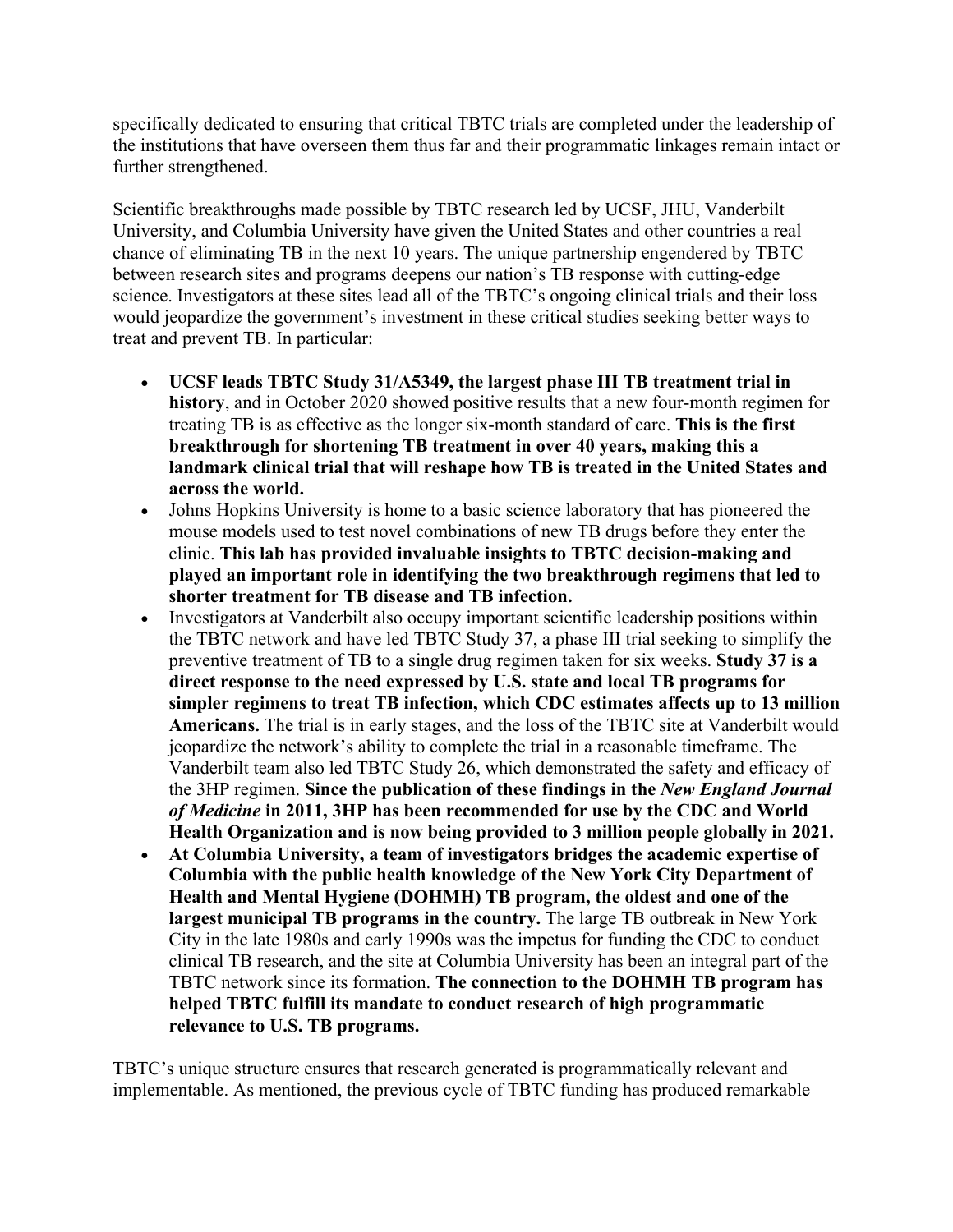specifically dedicated to ensuring that critical TBTC trials are completed under the leadership of the institutions that have overseen them thus far and their programmatic linkages remain intact or further strengthened.

Scientific breakthroughs made possible by TBTC research led by UCSF, JHU, Vanderbilt University, and Columbia University have given the United States and other countries a real chance of eliminating TB in the next 10 years. The unique partnership engendered by TBTC between research sites and programs deepens our nation's TB response with cutting-edge science. Investigators at these sites lead all of the TBTC's ongoing clinical trials and their loss would jeopardize the government's investment in these critical studies seeking better ways to treat and prevent TB. In particular:

- **UCSF leads TBTC Study 31/A5349, the largest phase III TB treatment trial in history**, and in October 2020 showed positive results that a new four-month regimen for treating TB is as effective as the longer six-month standard of care. **This is the first breakthrough for shortening TB treatment in over 40 years, making this a landmark clinical trial that will reshape how TB is treated in the United States and across the world.**
- Johns Hopkins University is home to a basic science laboratory that has pioneered the mouse models used to test novel combinations of new TB drugs before they enter the clinic. **This lab has provided invaluable insights to TBTC decision-making and played an important role in identifying the two breakthrough regimens that led to shorter treatment for TB disease and TB infection.**
- Investigators at Vanderbilt also occupy important scientific leadership positions within the TBTC network and have led TBTC Study 37, a phase III trial seeking to simplify the preventive treatment of TB to a single drug regimen taken for six weeks. **Study 37 is a direct response to the need expressed by U.S. state and local TB programs for simpler regimens to treat TB infection, which CDC estimates affects up to 13 million Americans.** The trial is in early stages, and the loss of the TBTC site at Vanderbilt would jeopardize the network's ability to complete the trial in a reasonable timeframe. The Vanderbilt team also led TBTC Study 26, which demonstrated the safety and efficacy of the 3HP regimen. **Since the publication of these findings in the *New England Journal of Medicine* in 2011, 3HP has been recommended for use by the CDC and World Health Organization and is now being provided to 3 million people globally in 2021.**
- **At Columbia University, a team of investigators bridges the academic expertise of Columbia with the public health knowledge of the New York City Department of Health and Mental Hygiene (DOHMH) TB program, the oldest and one of the largest municipal TB programs in the country.** The large TB outbreak in New York City in the late 1980s and early 1990s was the impetus for funding the CDC to conduct clinical TB research, and the site at Columbia University has been an integral part of the TBTC network since its formation. **The connection to the DOHMH TB program has helped TBTC fulfill its mandate to conduct research of high programmatic relevance to U.S. TB programs.**

TBTC's unique structure ensures that research generated is programmatically relevant and implementable. As mentioned, the previous cycle of TBTC funding has produced remarkable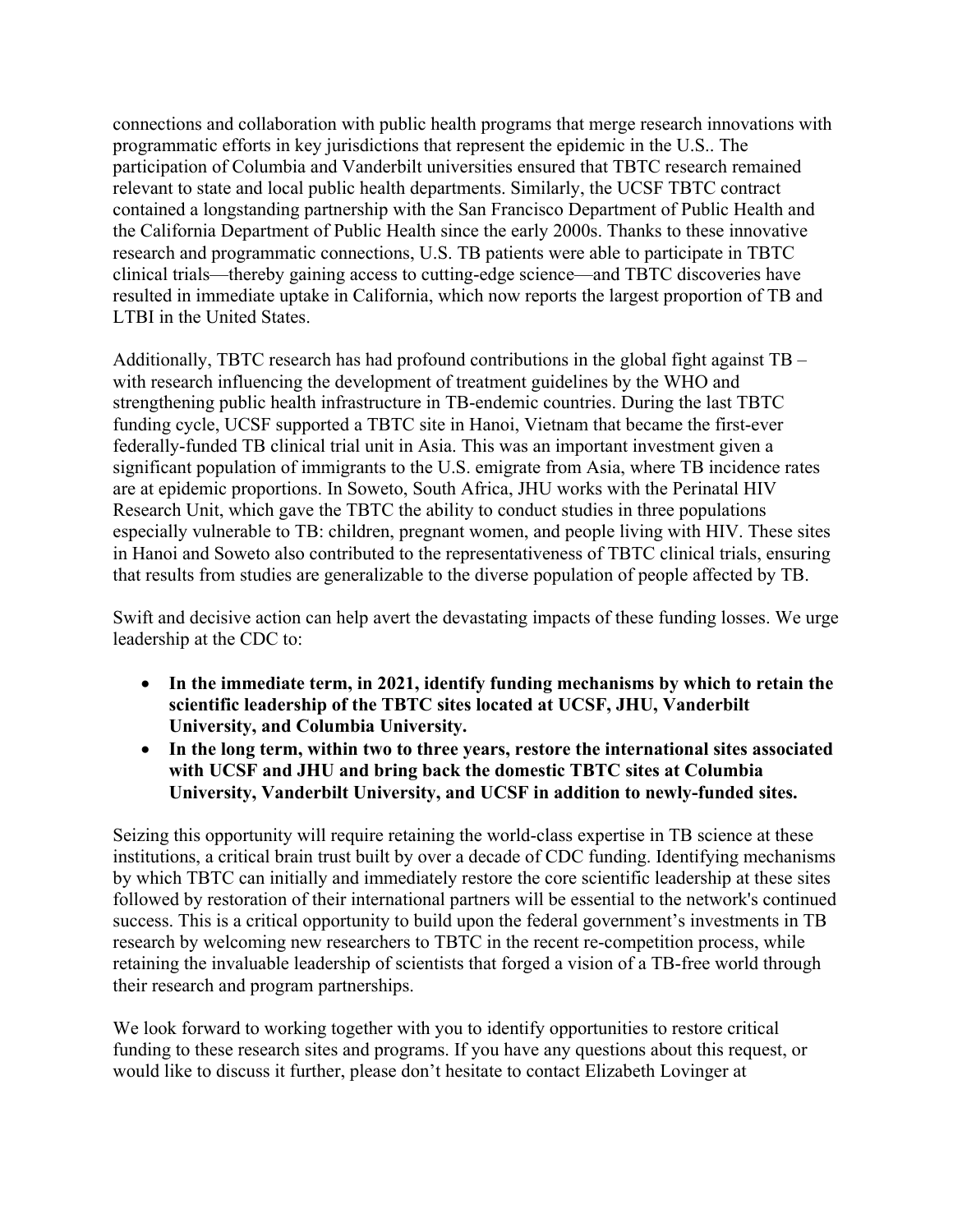connections and collaboration with public health programs that merge research innovations with programmatic efforts in key jurisdictions that represent the epidemic in the U.S.. The participation of Columbia and Vanderbilt universities ensured that TBTC research remained relevant to state and local public health departments. Similarly, the UCSF TBTC contract contained a longstanding partnership with the San Francisco Department of Public Health and the California Department of Public Health since the early 2000s. Thanks to these innovative research and programmatic connections, U.S. TB patients were able to participate in TBTC clinical trials—thereby gaining access to cutting-edge science—and TBTC discoveries have resulted in immediate uptake in California, which now reports the largest proportion of TB and LTBI in the United States.

Additionally, TBTC research has had profound contributions in the global fight against TB – with research influencing the development of treatment guidelines by the WHO and strengthening public health infrastructure in TB-endemic countries. During the last TBTC funding cycle, UCSF supported a TBTC site in Hanoi, Vietnam that became the first-ever federally-funded TB clinical trial unit in Asia. This was an important investment given a significant population of immigrants to the U.S. emigrate from Asia, where TB incidence rates are at epidemic proportions. In Soweto, South Africa, JHU works with the Perinatal HIV Research Unit, which gave the TBTC the ability to conduct studies in three populations especially vulnerable to TB: children, pregnant women, and people living with HIV. These sites in Hanoi and Soweto also contributed to the representativeness of TBTC clinical trials, ensuring that results from studies are generalizable to the diverse population of people affected by TB.

Swift and decisive action can help avert the devastating impacts of these funding losses. We urge leadership at the CDC to:

- **In the immediate term, in 2021, identify funding mechanisms by which to retain the scientific leadership of the TBTC sites located at UCSF, JHU, Vanderbilt University, and Columbia University.**
- **In the long term, within two to three years, restore the international sites associated with UCSF and JHU and bring back the domestic TBTC sites at Columbia University, Vanderbilt University, and UCSF in addition to newly-funded sites.**

Seizing this opportunity will require retaining the world-class expertise in TB science at these institutions, a critical brain trust built by over a decade of CDC funding. Identifying mechanisms by which TBTC can initially and immediately restore the core scientific leadership at these sites followed by restoration of their international partners will be essential to the network's continued success. This is a critical opportunity to build upon the federal government's investments in TB research by welcoming new researchers to TBTC in the recent re-competition process, while retaining the invaluable leadership of scientists that forged a vision of a TB-free world through their research and program partnerships.

We look forward to working together with you to identify opportunities to restore critical funding to these research sites and programs. If you have any questions about this request, or would like to discuss it further, please don't hesitate to contact Elizabeth Lovinger at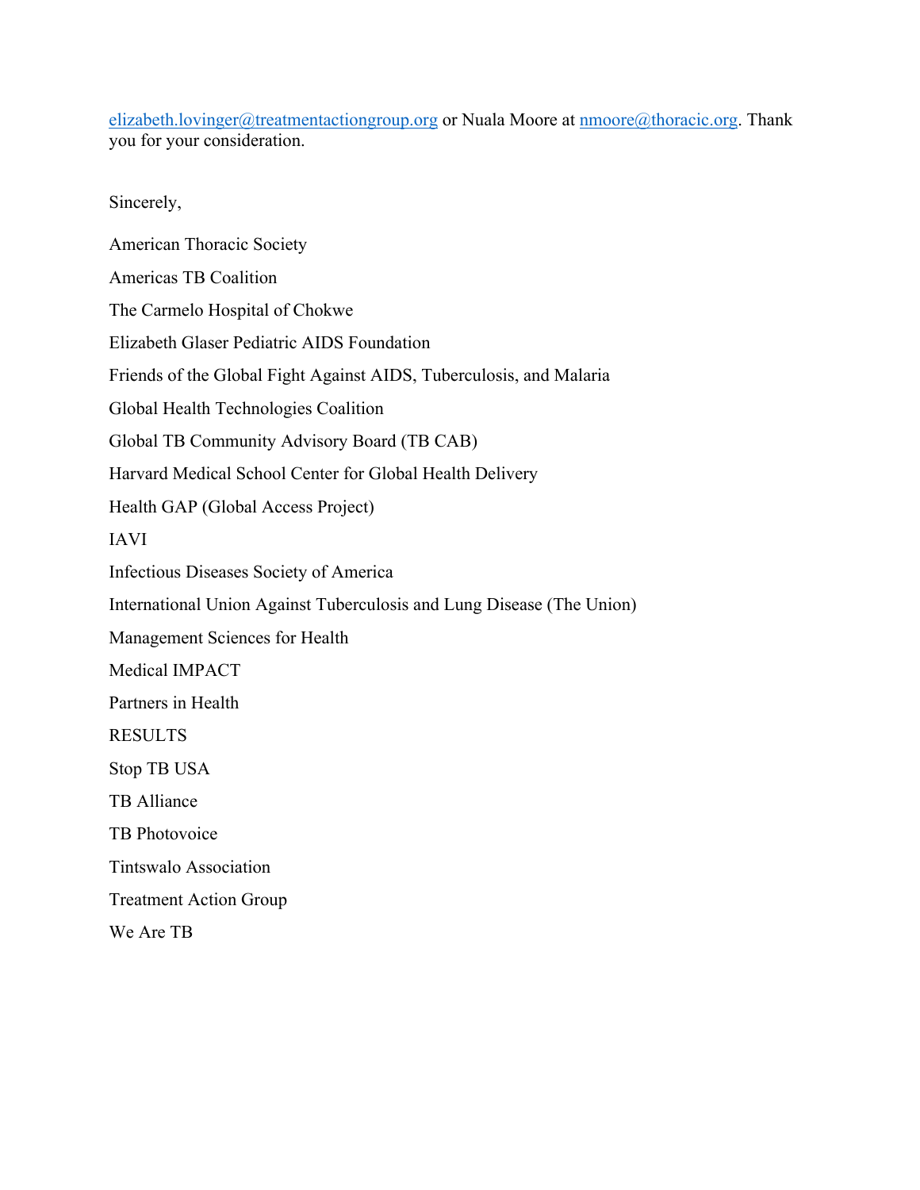elizabeth.lovinger@treatmentactiongroup.org or Nuala Moore at nmoore@thoracic.org. Thank you for your consideration.

Sincerely,

American Thoracic Society

Americas TB Coalition

The Carmelo Hospital of Chokwe

Elizabeth Glaser Pediatric AIDS Foundation

Friends of the Global Fight Against AIDS, Tuberculosis, and Malaria

Global Health Technologies Coalition

Global TB Community Advisory Board (TB CAB)

Harvard Medical School Center for Global Health Delivery

Health GAP (Global Access Project)

IAVI

Infectious Diseases Society of America

International Union Against Tuberculosis and Lung Disease (The Union)

Management Sciences for Health

Medical IMPACT

Partners in Health

RESULTS

Stop TB USA

TB Alliance

TB Photovoice

Tintswalo Association

Treatment Action Group

We Are TB